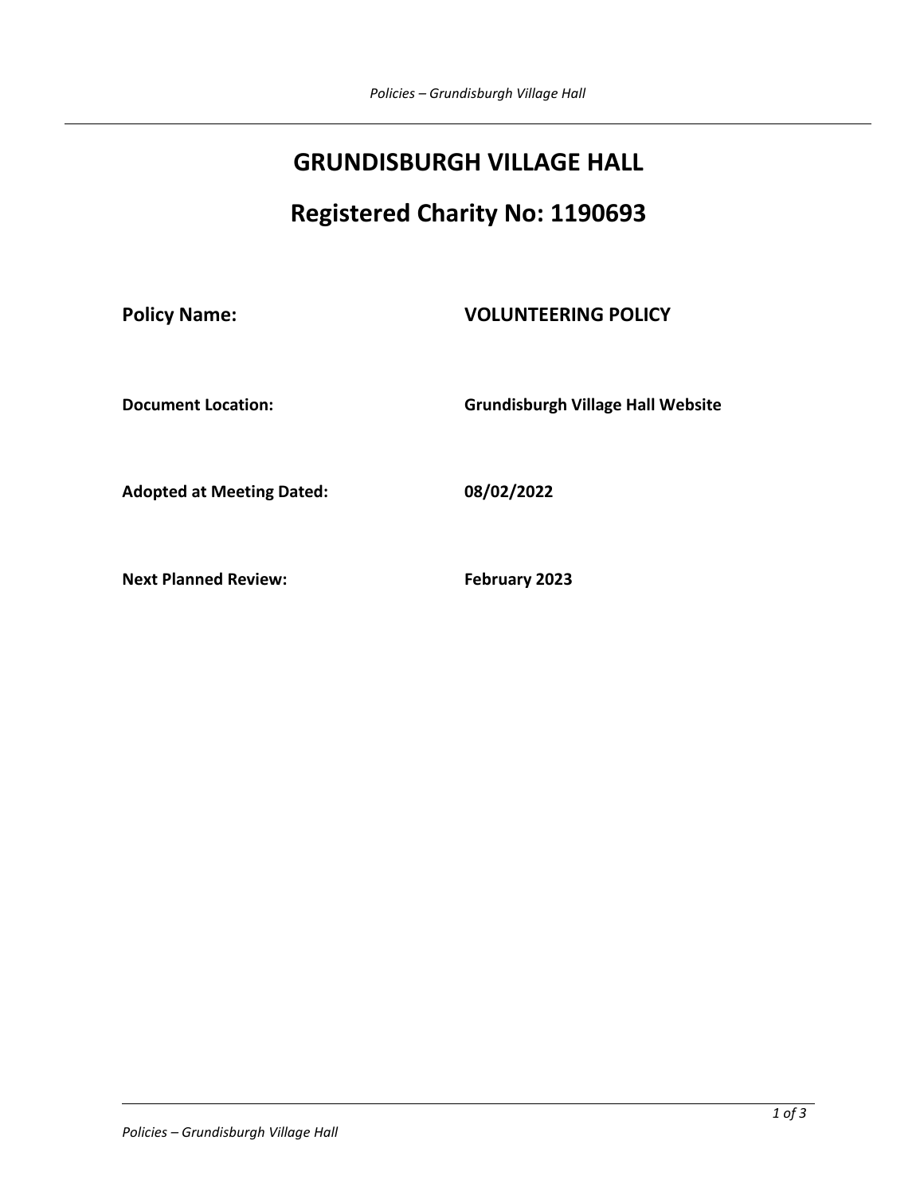# GRUNDISBURGH VILLAGE HALL

# Registered Charity No: 1190693

| | |
|---|---|
| **Policy Name:** | **VOLUNTEERING POLICY** |
| **Document Location:** | **Grundisburgh Village Hall Website** |
| **Adopted at Meeting Dated:** | **08/02/2022** |
| **Next Planned Review:** | **February 2023** |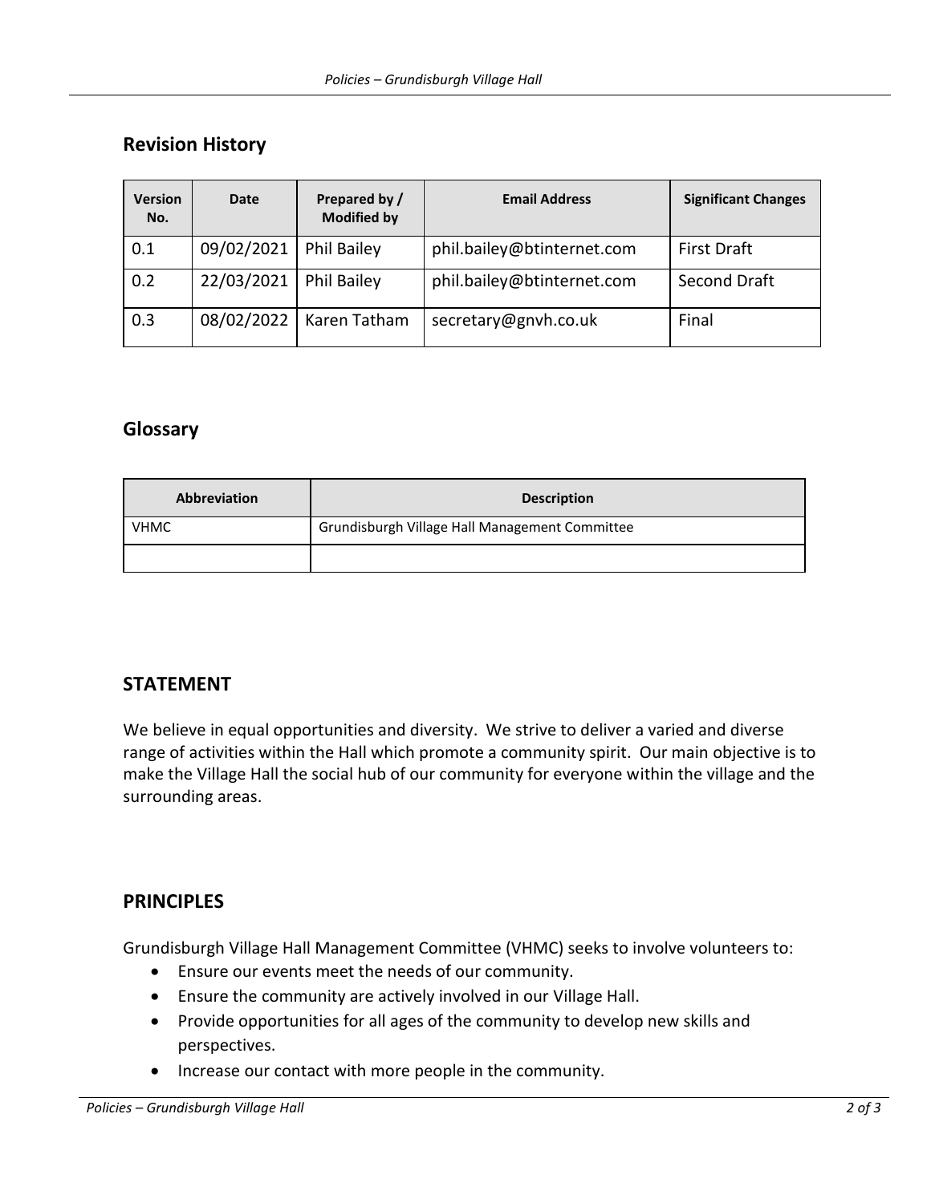## Revision History

| Version No. | Date | Prepared by / Modified by | Email Address | Significant Changes |
|---|---|---|---|---|
| 0.1 | 09/02/2021 | Phil Bailey | phil.bailey@btinternet.com | First Draft |
| 0.2 | 22/03/2021 | Phil Bailey | phil.bailey@btinternet.com | Second Draft |
| 0.3 | 08/02/2022 | Karen Tatham | secretary@gnvh.co.uk | Final |

## Glossary

| Abbreviation | Description |
|---|---|
| VHMC | Grundisburgh Village Hall Management Committee |
| | |

## STATEMENT

We believe in equal opportunities and diversity. We strive to deliver a varied and diverse range of activities within the Hall which promote a community spirit. Our main objective is to make the Village Hall the social hub of our community for everyone within the village and the surrounding areas.

## PRINCIPLES

Grundisburgh Village Hall Management Committee (VHMC) seeks to involve volunteers to:

- Ensure our events meet the needs of our community.
- Ensure the community are actively involved in our Village Hall.
- Provide opportunities for all ages of the community to develop new skills and perspectives.
- Increase our contact with more people in the community.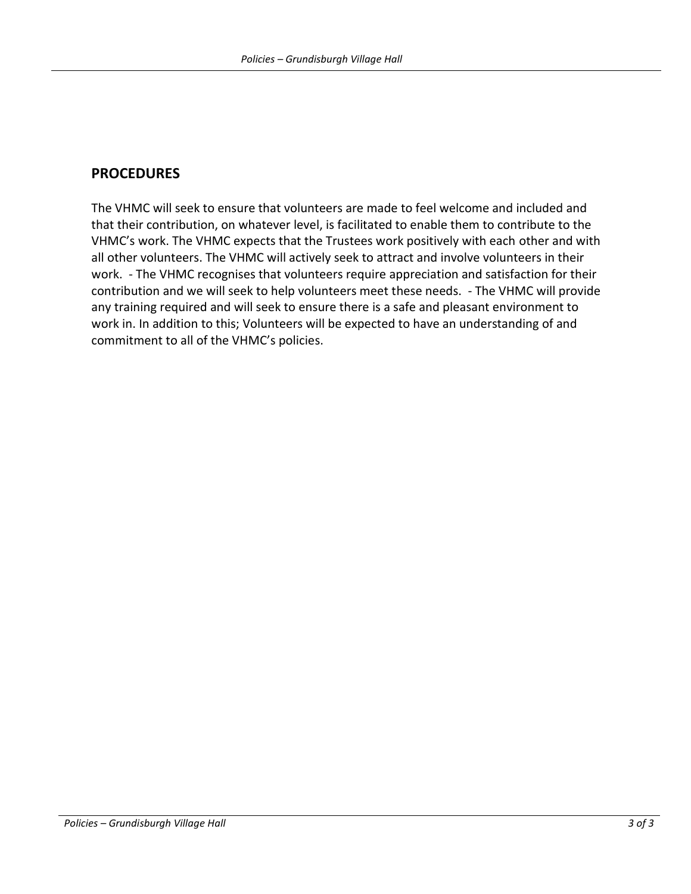## PROCEDURES

The VHMC will seek to ensure that volunteers are made to feel welcome and included and that their contribution, on whatever level, is facilitated to enable them to contribute to the VHMC's work. The VHMC expects that the Trustees work positively with each other and with all other volunteers. The VHMC will actively seek to attract and involve volunteers in their work. - The VHMC recognises that volunteers require appreciation and satisfaction for their contribution and we will seek to help volunteers meet these needs. - The VHMC will provide any training required and will seek to ensure there is a safe and pleasant environment to work in. In addition to this; Volunteers will be expected to have an understanding of and commitment to all of the VHMC's policies.